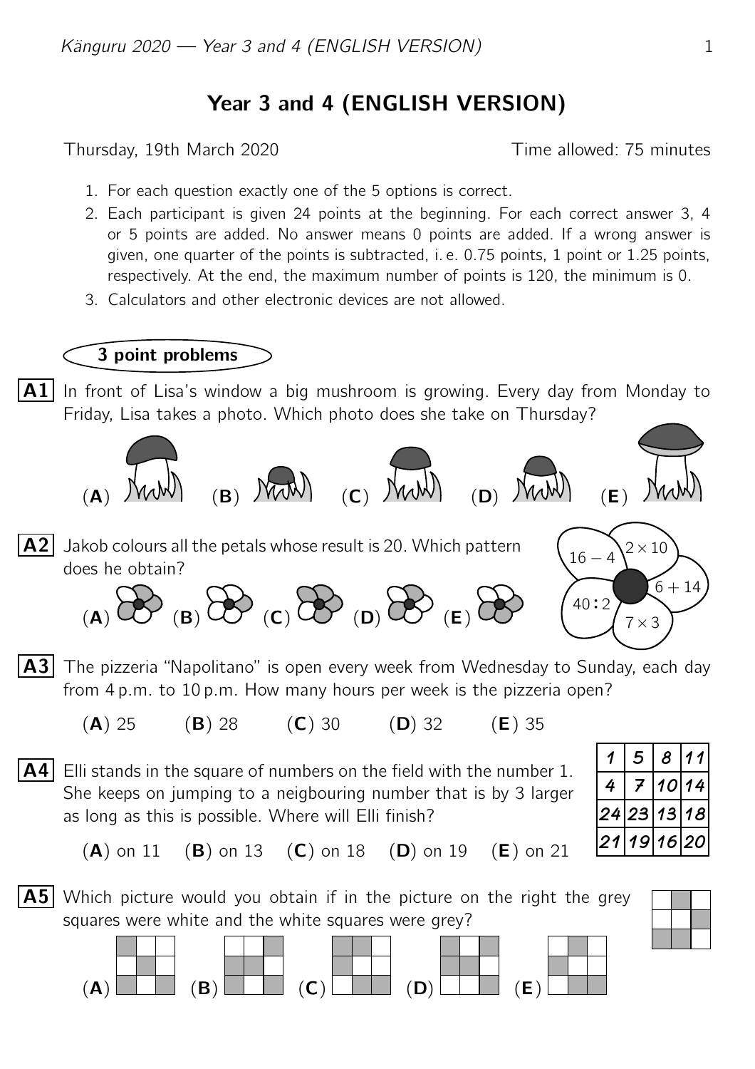# Year 3 and 4 (ENGLISH VERSION)

Thursday, 19th March 2020 — Time allowed: 75 minutes

1. For each question exactly one of the 5 options is correct.
2. Each participant is given 24 points at the beginning. For each correct answer 3, 4 or 5 points are added. No answer means 0 points are added. If a wrong answer is given, one quarter of the points is subtracted, i. e. 0.75 points, 1 point or 1.25 points, respectively. At the end, the maximum number of points is 120, the minimum is 0.
3. Calculators and other electronic devices are not allowed.

## 3 point problems

**A1** In front of Lisa's window a big mushroom is growing. Every day from Monday to Friday, Lisa takes a photo. Which photo does she take on Thursday?

(**A**) (**B**) (**C**) (**D**) (**E**)

**A2** Jakob colours all the petals whose result is 20. Which pattern does he obtain?

Petals: $16-4$, $2\times 10$, $6+14$, $7\times 3$, $40:2$

(**A**) (**B**) (**C**) (**D**) (**E**)

**A3** The pizzeria "Napolitano" is open every week from Wednesday to Sunday, each day from 4 p.m. to 10 p.m. How many hours per week is the pizzeria open?

(**A**) 25 (**B**) 28 (**C**) 30 (**D**) 32 (**E**) 35

**A4** Elli stands in the square of numbers on the field with the number 1. She keeps on jumping to a neigbouring number that is by 3 larger as long as this is possible. Where will Elli finish?

| 1 | 5 | 8 | 11 |
|---|---|---|---|
| 4 | 7 | 10 | 14 |
| 24 | 23 | 13 | 18 |
| 21 | 19 | 16 | 20 |

(**A**) on 11 (**B**) on 13 (**C**) on 18 (**D**) on 19 (**E**) on 21

**A5** Which picture would you obtain if in the picture on the right the grey squares were white and the white squares were grey?

(**A**) (**B**) (**C**) (**D**) (**E**)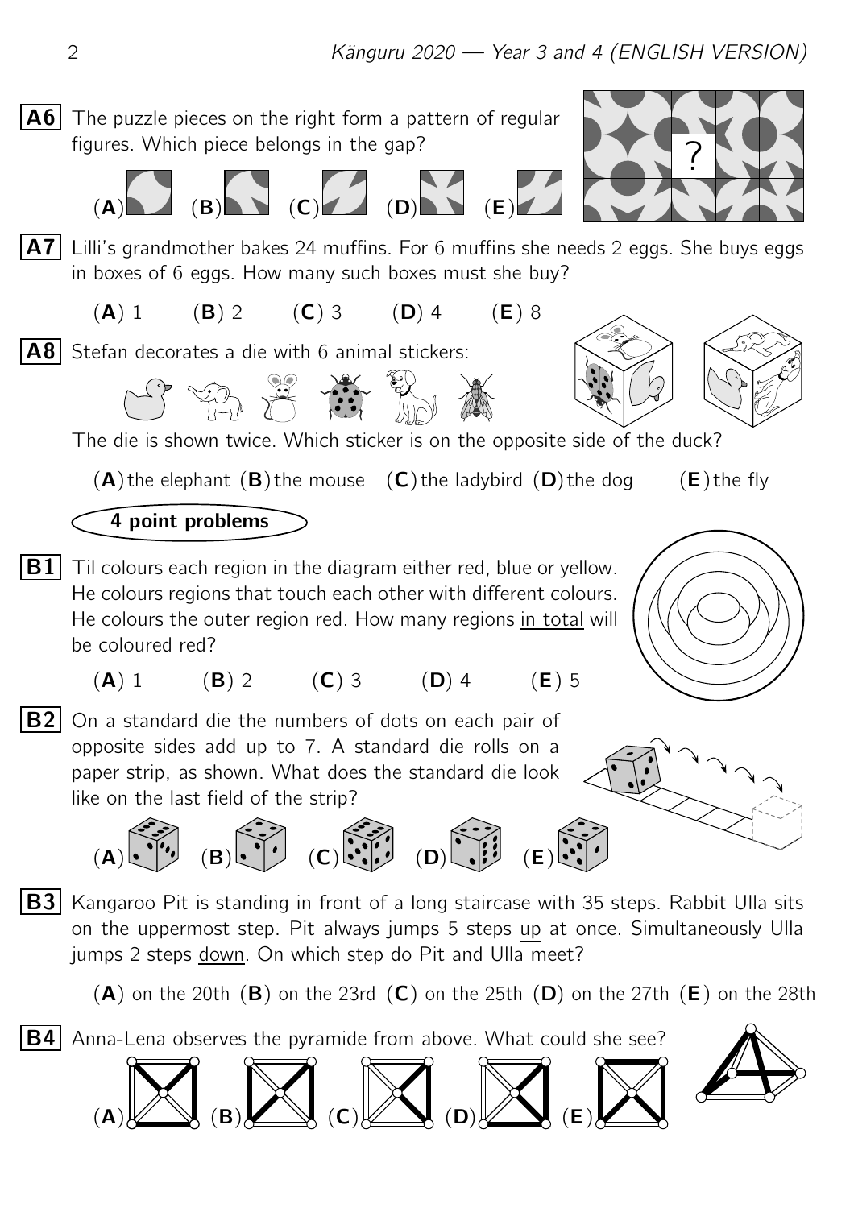**A6** The puzzle pieces on the right form a pattern of regular figures. Which piece belongs in the gap?

(**A**) (**B**) (**C**) (**D**) (**E**)

**A7** Lilli's grandmother bakes 24 muffins. For 6 muffins she needs 2 eggs. She buys eggs in boxes of 6 eggs. How many such boxes must she buy?

(**A**) 1 (**B**) 2 (**C**) 3 (**D**) 4 (**E**) 8

**A8** Stefan decorates a die with 6 animal stickers:

The die is shown twice. Which sticker is on the opposite side of the duck?

(**A**) the elephant (**B**) the mouse (**C**) the ladybird (**D**) the dog (**E**) the fly

## 4 point problems

**B1** Til colours each region in the diagram either red, blue or yellow. He colours regions that touch each other with different colours. He colours the outer region red. How many regions in total will be coloured red?

(**A**) 1 (**B**) 2 (**C**) 3 (**D**) 4 (**E**) 5

**B2** On a standard die the numbers of dots on each pair of opposite sides add up to 7. A standard die rolls on a paper strip, as shown. What does the standard die look like on the last field of the strip?

(**A**) (**B**) (**C**) (**D**) (**E**)

**B3** Kangaroo Pit is standing in front of a long staircase with 35 steps. Rabbit Ulla sits on the uppermost step. Pit always jumps 5 steps up at once. Simultaneously Ulla jumps 2 steps down. On which step do Pit and Ulla meet?

(**A**) on the 20th (**B**) on the 23rd (**C**) on the 25th (**D**) on the 27th (**E**) on the 28th

**B4** Anna-Lena observes the pyramide from above. What could she see?

(**A**) (**B**) (**C**) (**D**) (**E**)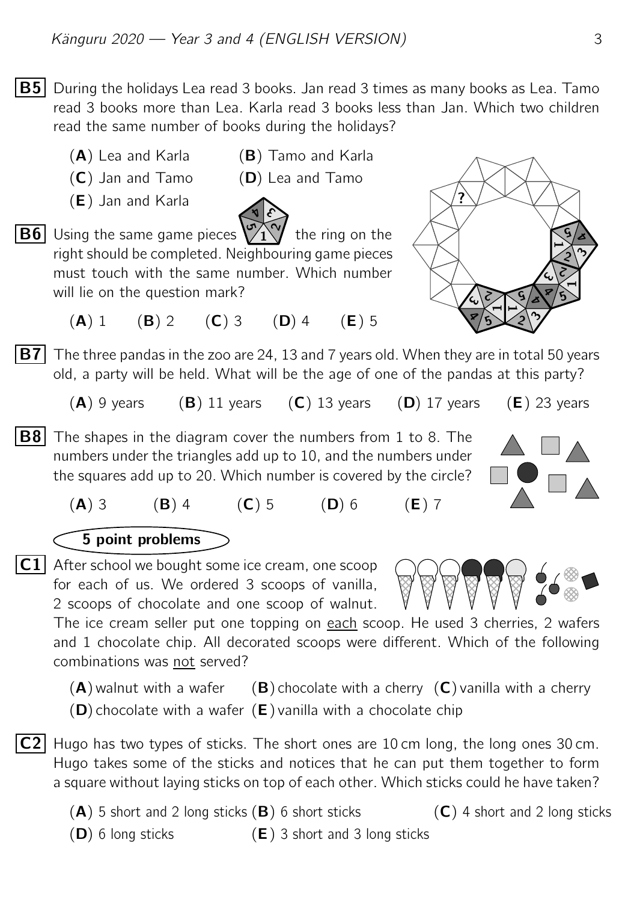**B5** During the holidays Lea read 3 books. Jan read 3 times as many books as Lea. Tamo read 3 books more than Lea. Karla read 3 books less than Jan. Which two children read the same number of books during the holidays?

(**A**) Lea and Karla (**B**) Tamo and Karla
(**C**) Jan and Tamo (**D**) Lea and Tamo
(**E**) Jan and Karla

**B6** Using the same game pieces the ring on the right should be completed. Neighbouring game pieces must touch with the same number. Which number will lie on the question mark?

(**A**) 1 (**B**) 2 (**C**) 3 (**D**) 4 (**E**) 5

**B7** The three pandas in the zoo are 24, 13 and 7 years old. When they are in total 50 years old, a party will be held. What will be the age of one of the pandas at this party?

(**A**) 9 years (**B**) 11 years (**C**) 13 years (**D**) 17 years (**E**) 23 years

**B8** The shapes in the diagram cover the numbers from 1 to 8. The numbers under the triangles add up to 10, and the numbers under the squares add up to 20. Which number is covered by the circle?

(**A**) 3 (**B**) 4 (**C**) 5 (**D**) 6 (**E**) 7

**5 point problems**

**C1** After school we bought some ice cream, one scoop for each of us. We ordered 3 scoops of vanilla, 2 scoops of chocolate and one scoop of walnut. The ice cream seller put one topping on each scoop. He used 3 cherries, 2 wafers and 1 chocolate chip. All decorated scoops were different. Which of the following combinations was not served?

(**A**) walnut with a wafer (**B**) chocolate with a cherry (**C**) vanilla with a cherry
(**D**) chocolate with a wafer (**E**) vanilla with a chocolate chip

**C2** Hugo has two types of sticks. The short ones are 10 cm long, the long ones 30 cm. Hugo takes some of the sticks and notices that he can put them together to form a square without laying sticks on top of each other. Which sticks could he have taken?

(**A**) 5 short and 2 long sticks (**B**) 6 short sticks (**C**) 4 short and 2 long sticks
(**D**) 6 long sticks (**E**) 3 short and 3 long sticks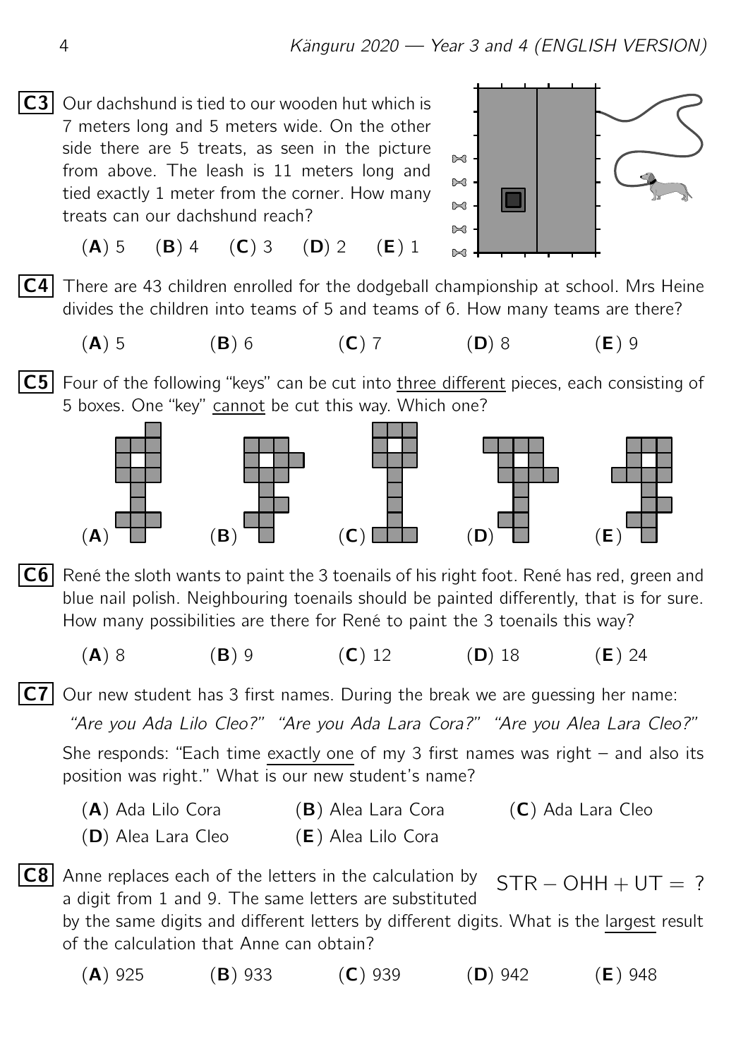**C3** Our dachshund is tied to our wooden hut which is 7 meters long and 5 meters wide. On the other side there are 5 treats, as seen in the picture from above. The leash is 11 meters long and tied exactly 1 meter from the corner. How many treats can our dachshund reach?

(**A**) 5 (**B**) 4 (**C**) 3 (**D**) 2 (**E**) 1

**C4** There are 43 children enrolled for the dodgeball championship at school. Mrs Heine divides the children into teams of 5 and teams of 6. How many teams are there?

(**A**) 5 (**B**) 6 (**C**) 7 (**D**) 8 (**E**) 9

**C5** Four of the following "keys" can be cut into three different pieces, each consisting of 5 boxes. One "key" cannot be cut this way. Which one?

(**A**) (**B**) (**C**) (**D**) (**E**)

**C6** René the sloth wants to paint the 3 toenails of his right foot. René has red, green and blue nail polish. Neighbouring toenails should be painted differently, that is for sure. How many possibilities are there for René to paint the 3 toenails this way?

(**A**) 8 (**B**) 9 (**C**) 12 (**D**) 18 (**E**) 24

**C7** Our new student has 3 first names. During the break we are guessing her name:

*"Are you Ada Lilo Cleo?" "Are you Ada Lara Cora?" "Are you Alea Lara Cleo?"*

She responds: "Each time exactly one of my 3 first names was right – and also its position was right." What is our new student's name?

(**A**) Ada Lilo Cora (**B**) Alea Lara Cora (**C**) Ada Lara Cleo
(**D**) Alea Lara Cleo (**E**) Alea Lilo Cora

**C8** Anne replaces each of the letters in the calculation by a digit from 1 and 9. The same letters are substituted by the same digits and different letters by different digits. What is the largest result of the calculation that Anne can obtain?

$$\mathrm{STR} - \mathrm{OHH} + \mathrm{UT} = \ ?$$

(**A**) 925 (**B**) 933 (**C**) 939 (**D**) 942 (**E**) 948